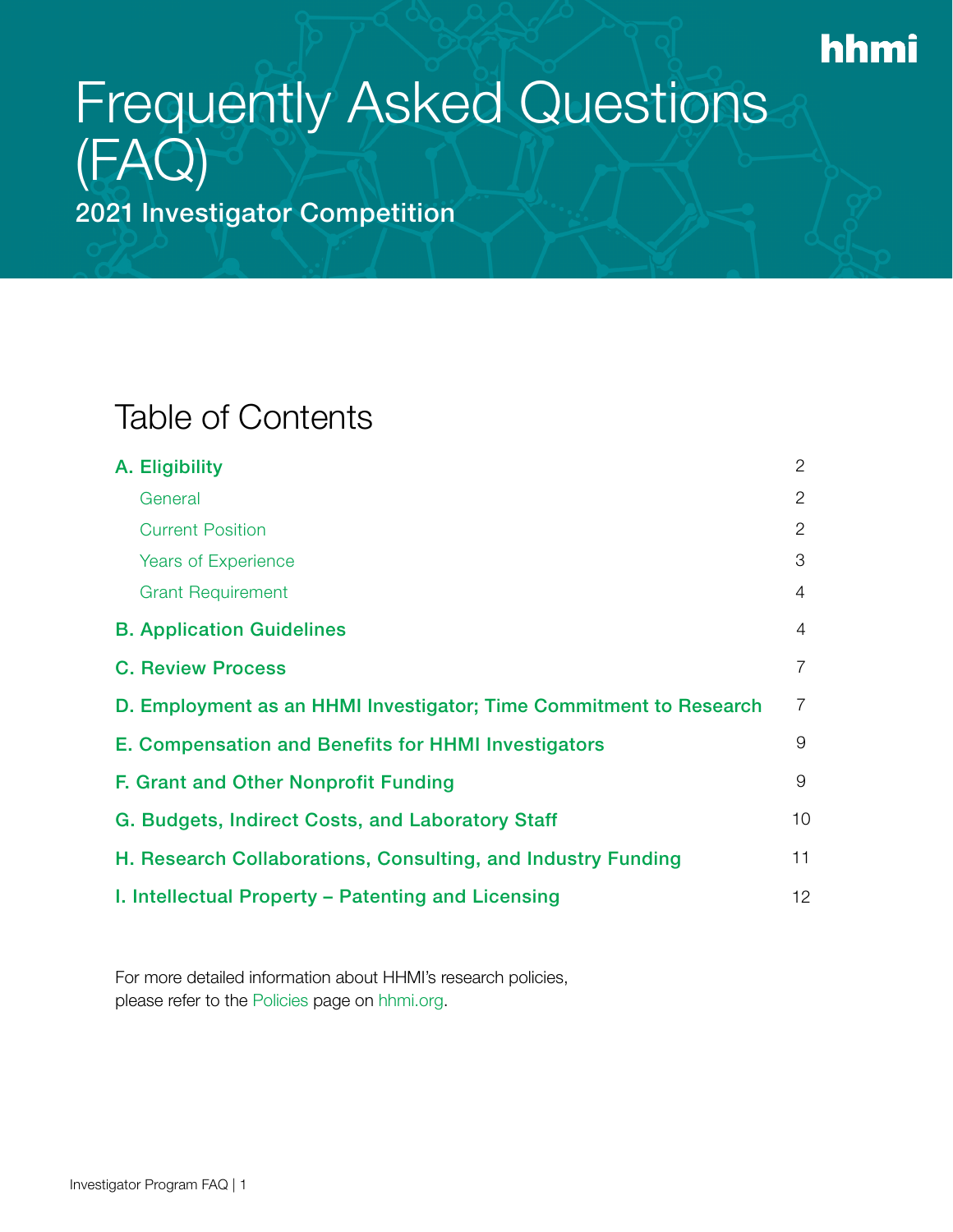hhmi

# Frequently Asked Questions (FAQ)

## 2021 Investigator Competition

## Table of Contents

| | |
|---|---|
| **A. Eligibility** | 2 |
| General | 2 |
| Current Position | 2 |
| Years of Experience | 3 |
| Grant Requirement | 4 |
| **B. Application Guidelines** | 4 |
| **C. Review Process** | 7 |
| **D. Employment as an HHMI Investigator; Time Commitment to Research** | 7 |
| **E. Compensation and Benefits for HHMI Investigators** | 9 |
| **F. Grant and Other Nonprofit Funding** | 9 |
| **G. Budgets, Indirect Costs, and Laboratory Staff** | 10 |
| **H. Research Collaborations, Consulting, and Industry Funding** | 11 |
| **I. Intellectual Property – Patenting and Licensing** | 12 |

For more detailed information about HHMI's research policies, please refer to the Policies page on hhmi.org.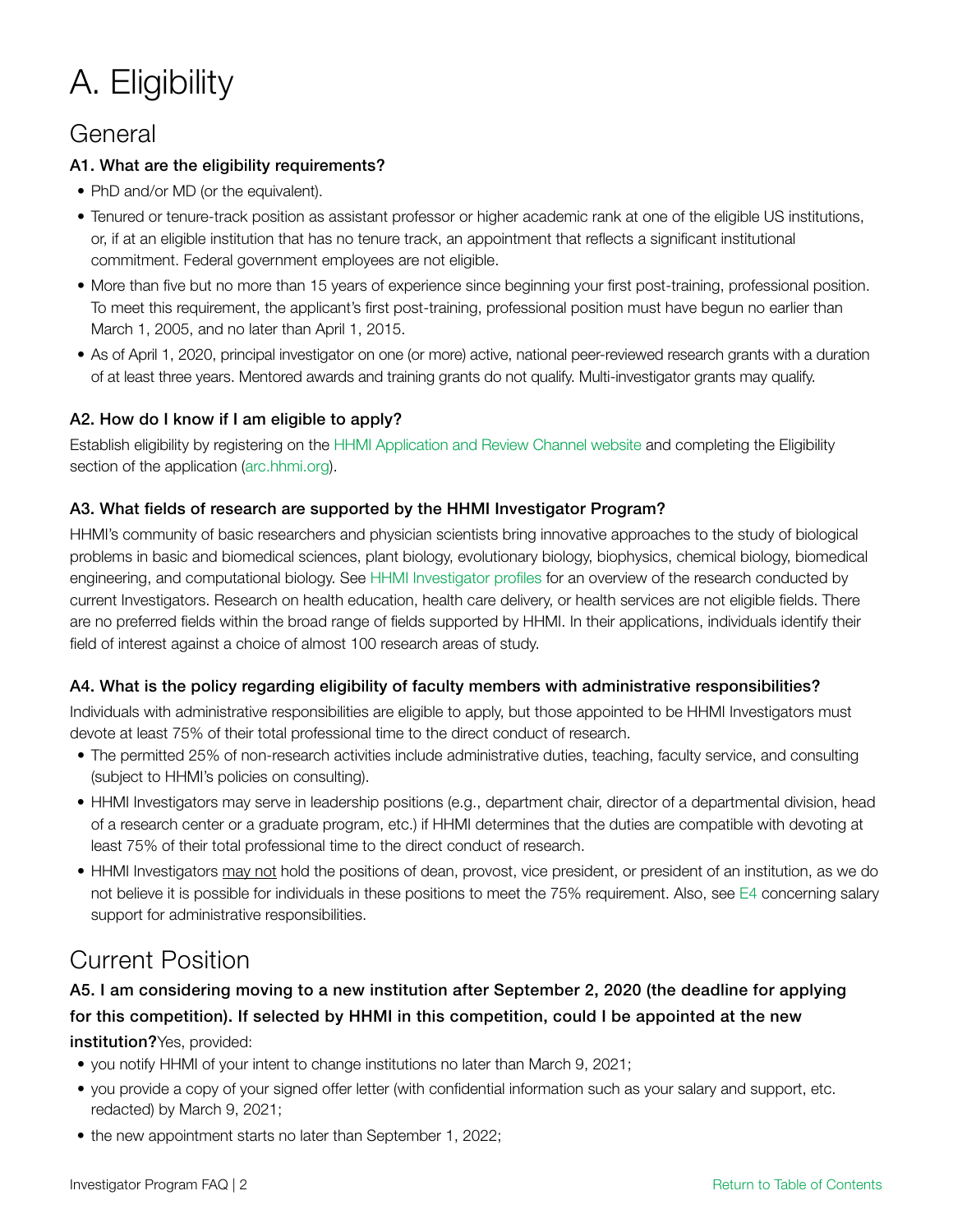# A. Eligibility

## General

### A1. What are the eligibility requirements?

- PhD and/or MD (or the equivalent).
- Tenured or tenure-track position as assistant professor or higher academic rank at one of the eligible US institutions, or, if at an eligible institution that has no tenure track, an appointment that reflects a significant institutional commitment. Federal government employees are not eligible.
- More than five but no more than 15 years of experience since beginning your first post-training, professional position. To meet this requirement, the applicant's first post-training, professional position must have begun no earlier than March 1, 2005, and no later than April 1, 2015.
- As of April 1, 2020, principal investigator on one (or more) active, national peer-reviewed research grants with a duration of at least three years. Mentored awards and training grants do not qualify. Multi-investigator grants may qualify.

### A2. How do I know if I am eligible to apply?

Establish eligibility by registering on the HHMI Application and Review Channel website and completing the Eligibility section of the application (arc.hhmi.org).

### A3. What fields of research are supported by the HHMI Investigator Program?

HHMI's community of basic researchers and physician scientists bring innovative approaches to the study of biological problems in basic and biomedical sciences, plant biology, evolutionary biology, biophysics, chemical biology, biomedical engineering, and computational biology. See HHMI Investigator profiles for an overview of the research conducted by current Investigators. Research on health education, health care delivery, or health services are not eligible fields. There are no preferred fields within the broad range of fields supported by HHMI. In their applications, individuals identify their field of interest against a choice of almost 100 research areas of study.

### A4. What is the policy regarding eligibility of faculty members with administrative responsibilities?

Individuals with administrative responsibilities are eligible to apply, but those appointed to be HHMI Investigators must devote at least 75% of their total professional time to the direct conduct of research.

- The permitted 25% of non-research activities include administrative duties, teaching, faculty service, and consulting (subject to HHMI's policies on consulting).
- HHMI Investigators may serve in leadership positions (e.g., department chair, director of a departmental division, head of a research center or a graduate program, etc.) if HHMI determines that the duties are compatible with devoting at least 75% of their total professional time to the direct conduct of research.
- HHMI Investigators may not hold the positions of dean, provost, vice president, or president of an institution, as we do not believe it is possible for individuals in these positions to meet the 75% requirement. Also, see E4 concerning salary support for administrative responsibilities.

## Current Position

### A5. I am considering moving to a new institution after September 2, 2020 (the deadline for applying for this competition). If selected by HHMI in this competition, could I be appointed at the new institution?

Yes, provided:

- you notify HHMI of your intent to change institutions no later than March 9, 2021;
- you provide a copy of your signed offer letter (with confidential information such as your salary and support, etc. redacted) by March 9, 2021;
- the new appointment starts no later than September 1, 2022;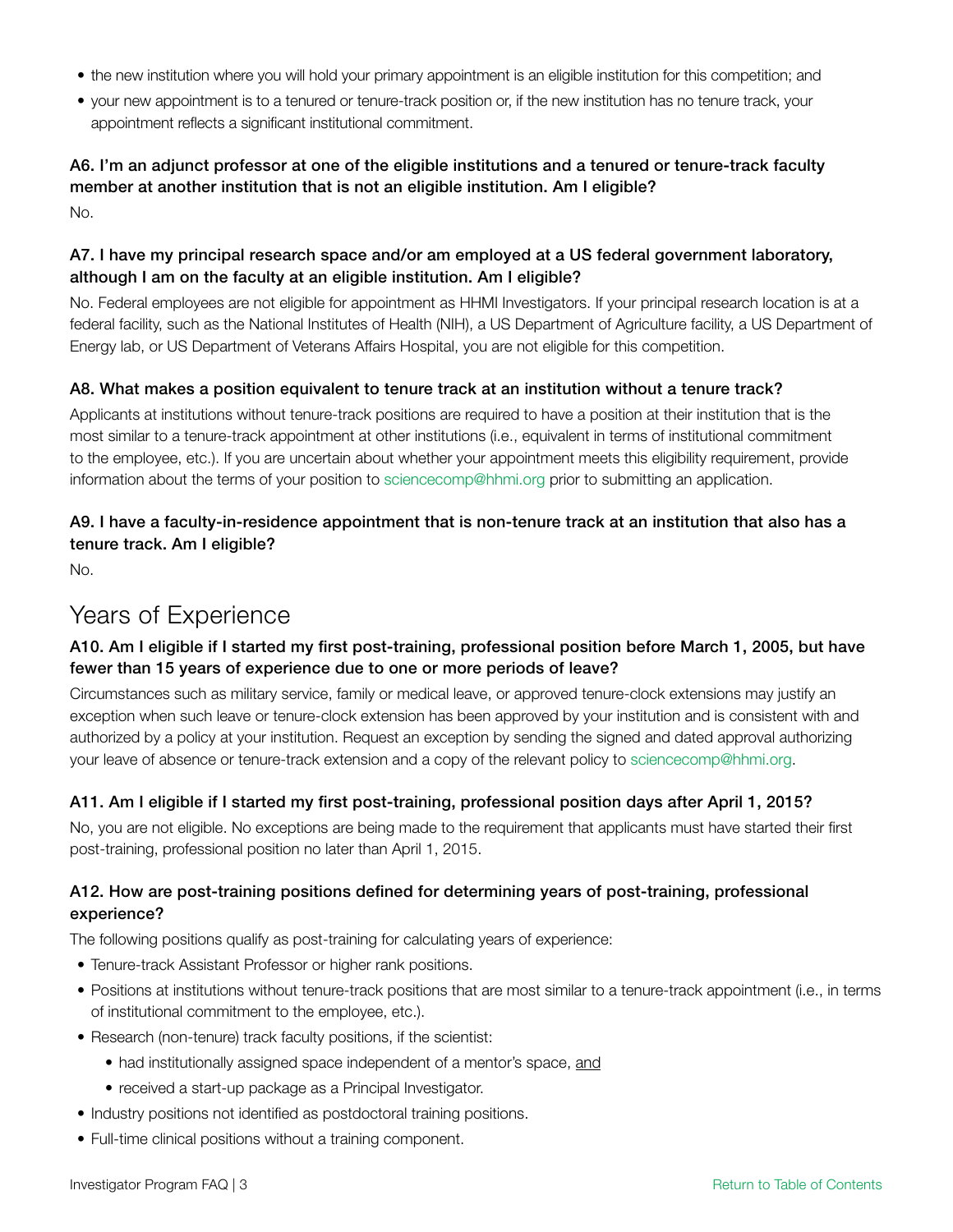- the new institution where you will hold your primary appointment is an eligible institution for this competition; and
- your new appointment is to a tenured or tenure-track position or, if the new institution has no tenure track, your appointment reflects a significant institutional commitment.

### A6. I'm an adjunct professor at one of the eligible institutions and a tenured or tenure-track faculty member at another institution that is not an eligible institution. Am I eligible?

No.

### A7. I have my principal research space and/or am employed at a US federal government laboratory, although I am on the faculty at an eligible institution. Am I eligible?

No. Federal employees are not eligible for appointment as HHMI Investigators. If your principal research location is at a federal facility, such as the National Institutes of Health (NIH), a US Department of Agriculture facility, a US Department of Energy lab, or US Department of Veterans Affairs Hospital, you are not eligible for this competition.

### A8. What makes a position equivalent to tenure track at an institution without a tenure track?

Applicants at institutions without tenure-track positions are required to have a position at their institution that is the most similar to a tenure-track appointment at other institutions (i.e., equivalent in terms of institutional commitment to the employee, etc.). If you are uncertain about whether your appointment meets this eligibility requirement, provide information about the terms of your position to sciencecomp@hhmi.org prior to submitting an application.

### A9. I have a faculty-in-residence appointment that is non-tenure track at an institution that also has a tenure track. Am I eligible?

No.

## Years of Experience

### A10. Am I eligible if I started my first post-training, professional position before March 1, 2005, but have fewer than 15 years of experience due to one or more periods of leave?

Circumstances such as military service, family or medical leave, or approved tenure-clock extensions may justify an exception when such leave or tenure-clock extension has been approved by your institution and is consistent with and authorized by a policy at your institution. Request an exception by sending the signed and dated approval authorizing your leave of absence or tenure-track extension and a copy of the relevant policy to sciencecomp@hhmi.org.

### A11. Am I eligible if I started my first post-training, professional position days after April 1, 2015?

No, you are not eligible. No exceptions are being made to the requirement that applicants must have started their first post-training, professional position no later than April 1, 2015.

### A12. How are post-training positions defined for determining years of post-training, professional experience?

The following positions qualify as post-training for calculating years of experience:

- Tenure-track Assistant Professor or higher rank positions.
- Positions at institutions without tenure-track positions that are most similar to a tenure-track appointment (i.e., in terms of institutional commitment to the employee, etc.).
- Research (non-tenure) track faculty positions, if the scientist:
  - had institutionally assigned space independent of a mentor's space, <u>and</u>
  - received a start-up package as a Principal Investigator.
- Industry positions not identified as postdoctoral training positions.
- Full-time clinical positions without a training component.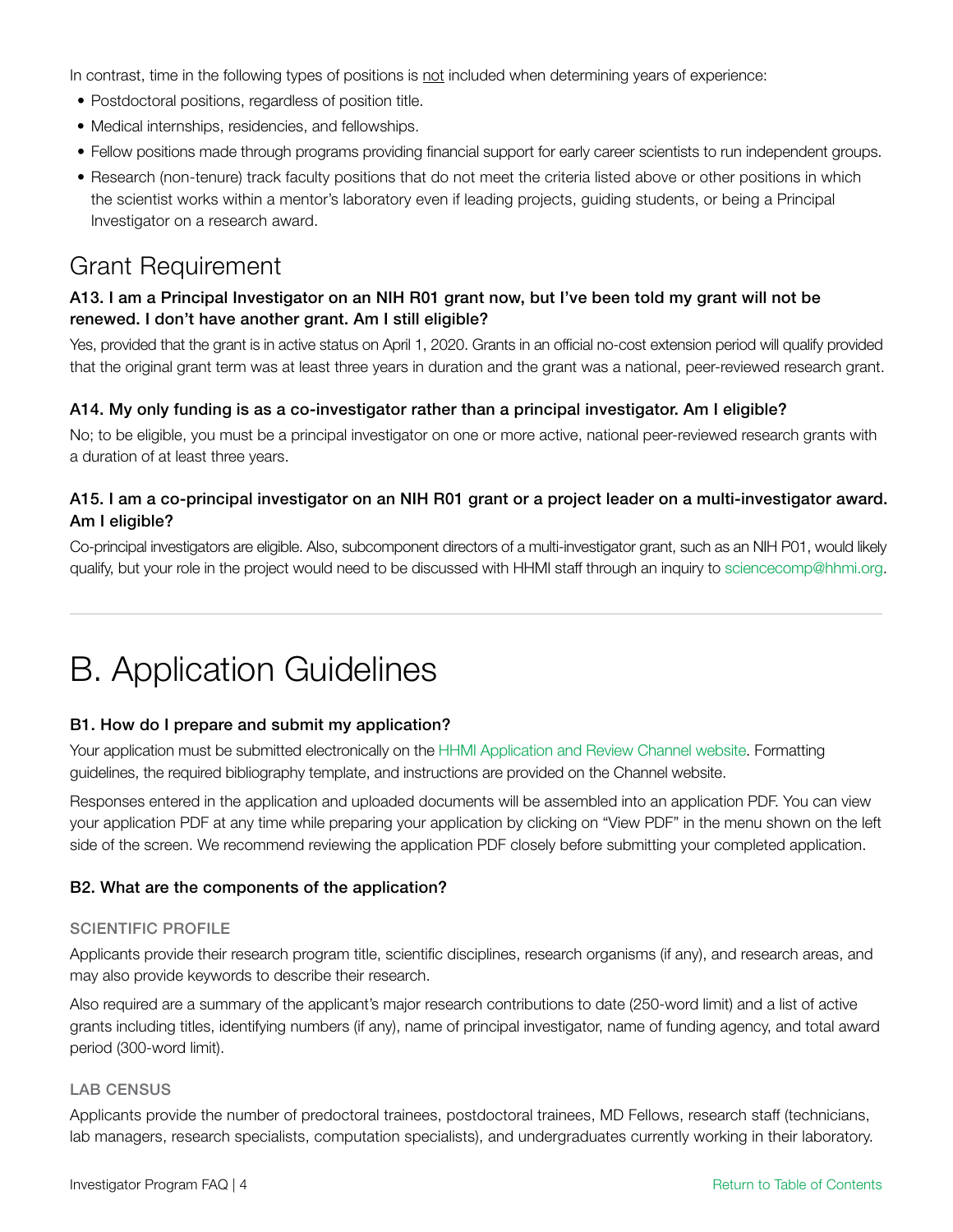In contrast, time in the following types of positions is not included when determining years of experience:

- Postdoctoral positions, regardless of position title.
- Medical internships, residencies, and fellowships.
- Fellow positions made through programs providing financial support for early career scientists to run independent groups.
- Research (non-tenure) track faculty positions that do not meet the criteria listed above or other positions in which the scientist works within a mentor's laboratory even if leading projects, guiding students, or being a Principal Investigator on a research award.

## Grant Requirement

### A13. I am a Principal Investigator on an NIH R01 grant now, but I've been told my grant will not be renewed. I don't have another grant. Am I still eligible?

Yes, provided that the grant is in active status on April 1, 2020. Grants in an official no-cost extension period will qualify provided that the original grant term was at least three years in duration and the grant was a national, peer-reviewed research grant.

### A14. My only funding is as a co-investigator rather than a principal investigator. Am I eligible?

No; to be eligible, you must be a principal investigator on one or more active, national peer-reviewed research grants with a duration of at least three years.

### A15. I am a co-principal investigator on an NIH R01 grant or a project leader on a multi-investigator award. Am I eligible?

Co-principal investigators are eligible. Also, subcomponent directors of a multi-investigator grant, such as an NIH P01, would likely qualify, but your role in the project would need to be discussed with HHMI staff through an inquiry to sciencecomp@hhmi.org.

# B. Application Guidelines

### B1. How do I prepare and submit my application?

Your application must be submitted electronically on the HHMI Application and Review Channel website. Formatting guidelines, the required bibliography template, and instructions are provided on the Channel website.

Responses entered in the application and uploaded documents will be assembled into an application PDF. You can view your application PDF at any time while preparing your application by clicking on "View PDF" in the menu shown on the left side of the screen. We recommend reviewing the application PDF closely before submitting your completed application.

### B2. What are the components of the application?

#### SCIENTIFIC PROFILE

Applicants provide their research program title, scientific disciplines, research organisms (if any), and research areas, and may also provide keywords to describe their research.

Also required are a summary of the applicant's major research contributions to date (250-word limit) and a list of active grants including titles, identifying numbers (if any), name of principal investigator, name of funding agency, and total award period (300-word limit).

#### LAB CENSUS

Applicants provide the number of predoctoral trainees, postdoctoral trainees, MD Fellows, research staff (technicians, lab managers, research specialists, computation specialists), and undergraduates currently working in their laboratory.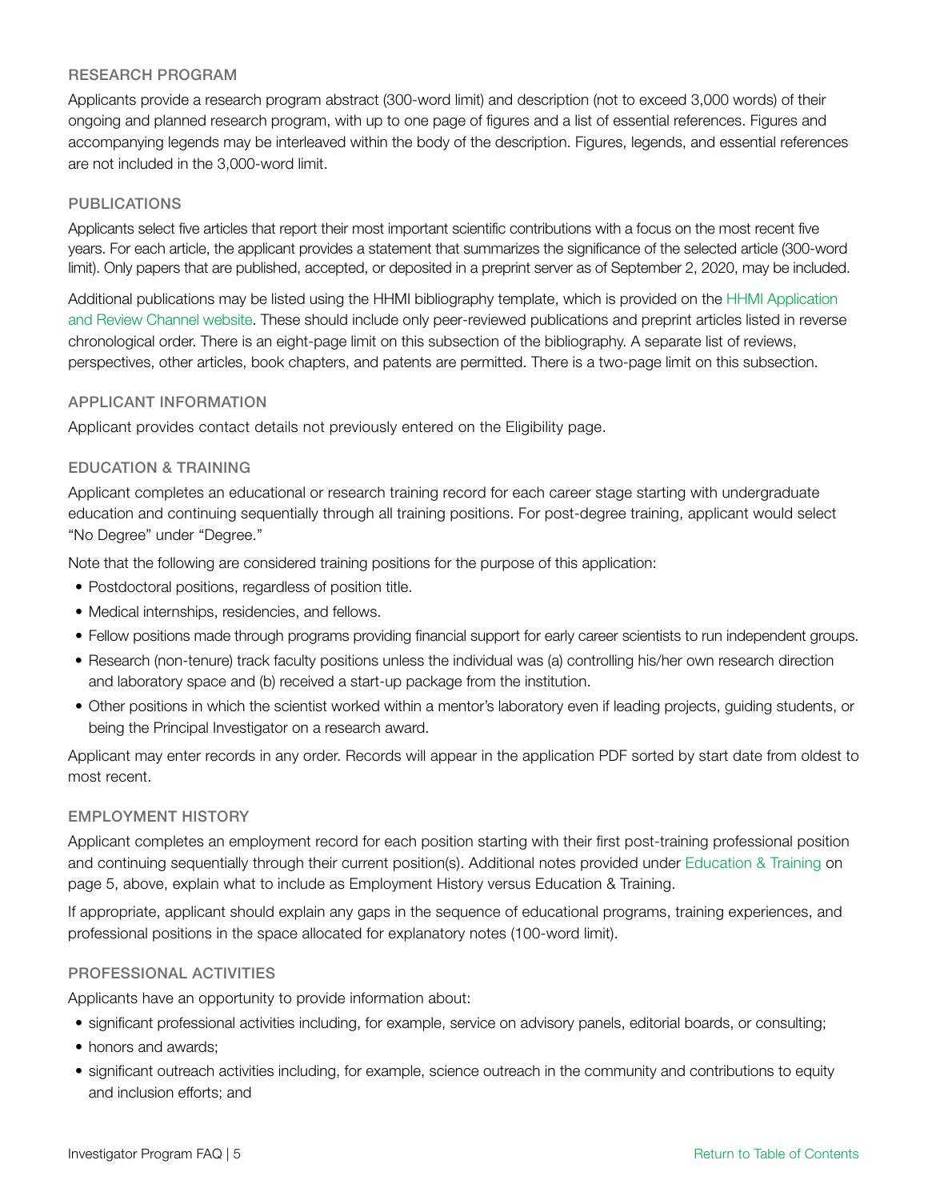### RESEARCH PROGRAM

Applicants provide a research program abstract (300-word limit) and description (not to exceed 3,000 words) of their ongoing and planned research program, with up to one page of figures and a list of essential references. Figures and accompanying legends may be interleaved within the body of the description. Figures, legends, and essential references are not included in the 3,000-word limit.

### PUBLICATIONS

Applicants select five articles that report their most important scientific contributions with a focus on the most recent five years. For each article, the applicant provides a statement that summarizes the significance of the selected article (300-word limit). Only papers that are published, accepted, or deposited in a preprint server as of September 2, 2020, may be included.

Additional publications may be listed using the HHMI bibliography template, which is provided on the HHMI Application and Review Channel website. These should include only peer-reviewed publications and preprint articles listed in reverse chronological order. There is an eight-page limit on this subsection of the bibliography. A separate list of reviews, perspectives, other articles, book chapters, and patents are permitted. There is a two-page limit on this subsection.

### APPLICANT INFORMATION

Applicant provides contact details not previously entered on the Eligibility page.

### EDUCATION & TRAINING

Applicant completes an educational or research training record for each career stage starting with undergraduate education and continuing sequentially through all training positions. For post-degree training, applicant would select "No Degree" under "Degree."

Note that the following are considered training positions for the purpose of this application:

- Postdoctoral positions, regardless of position title.
- Medical internships, residencies, and fellows.
- Fellow positions made through programs providing financial support for early career scientists to run independent groups.
- Research (non-tenure) track faculty positions unless the individual was (a) controlling his/her own research direction and laboratory space and (b) received a start-up package from the institution.
- Other positions in which the scientist worked within a mentor's laboratory even if leading projects, guiding students, or being the Principal Investigator on a research award.

Applicant may enter records in any order. Records will appear in the application PDF sorted by start date from oldest to most recent.

### EMPLOYMENT HISTORY

Applicant completes an employment record for each position starting with their first post-training professional position and continuing sequentially through their current position(s). Additional notes provided under Education & Training on page 5, above, explain what to include as Employment History versus Education & Training.

If appropriate, applicant should explain any gaps in the sequence of educational programs, training experiences, and professional positions in the space allocated for explanatory notes (100-word limit).

### PROFESSIONAL ACTIVITIES

Applicants have an opportunity to provide information about:

- significant professional activities including, for example, service on advisory panels, editorial boards, or consulting;
- honors and awards;
- significant outreach activities including, for example, science outreach in the community and contributions to equity and inclusion efforts; and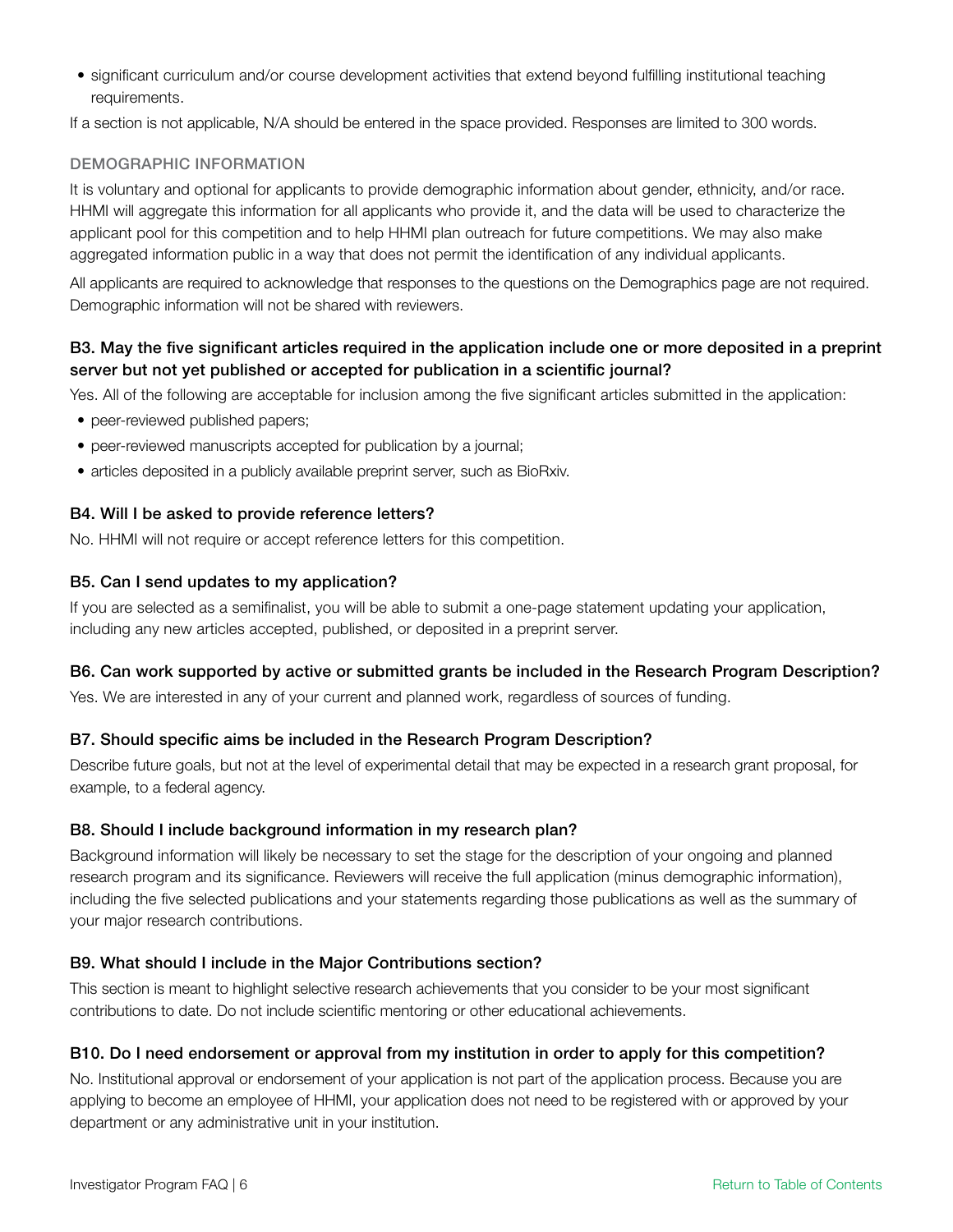- significant curriculum and/or course development activities that extend beyond fulfilling institutional teaching requirements.

If a section is not applicable, N/A should be entered in the space provided. Responses are limited to 300 words.

#### DEMOGRAPHIC INFORMATION

It is voluntary and optional for applicants to provide demographic information about gender, ethnicity, and/or race. HHMI will aggregate this information for all applicants who provide it, and the data will be used to characterize the applicant pool for this competition and to help HHMI plan outreach for future competitions. We may also make aggregated information public in a way that does not permit the identification of any individual applicants.

All applicants are required to acknowledge that responses to the questions on the Demographics page are not required. Demographic information will not be shared with reviewers.

### B3. May the five significant articles required in the application include one or more deposited in a preprint server but not yet published or accepted for publication in a scientific journal?

Yes. All of the following are acceptable for inclusion among the five significant articles submitted in the application:

- peer-reviewed published papers;
- peer-reviewed manuscripts accepted for publication by a journal;
- articles deposited in a publicly available preprint server, such as BioRxiv.

### B4. Will I be asked to provide reference letters?

No. HHMI will not require or accept reference letters for this competition.

### B5. Can I send updates to my application?

If you are selected as a semifinalist, you will be able to submit a one-page statement updating your application, including any new articles accepted, published, or deposited in a preprint server.

### B6. Can work supported by active or submitted grants be included in the Research Program Description?

Yes. We are interested in any of your current and planned work, regardless of sources of funding.

### B7. Should specific aims be included in the Research Program Description?

Describe future goals, but not at the level of experimental detail that may be expected in a research grant proposal, for example, to a federal agency.

### B8. Should I include background information in my research plan?

Background information will likely be necessary to set the stage for the description of your ongoing and planned research program and its significance. Reviewers will receive the full application (minus demographic information), including the five selected publications and your statements regarding those publications as well as the summary of your major research contributions.

### B9. What should I include in the Major Contributions section?

This section is meant to highlight selective research achievements that you consider to be your most significant contributions to date. Do not include scientific mentoring or other educational achievements.

### B10. Do I need endorsement or approval from my institution in order to apply for this competition?

No. Institutional approval or endorsement of your application is not part of the application process. Because you are applying to become an employee of HHMI, your application does not need to be registered with or approved by your department or any administrative unit in your institution.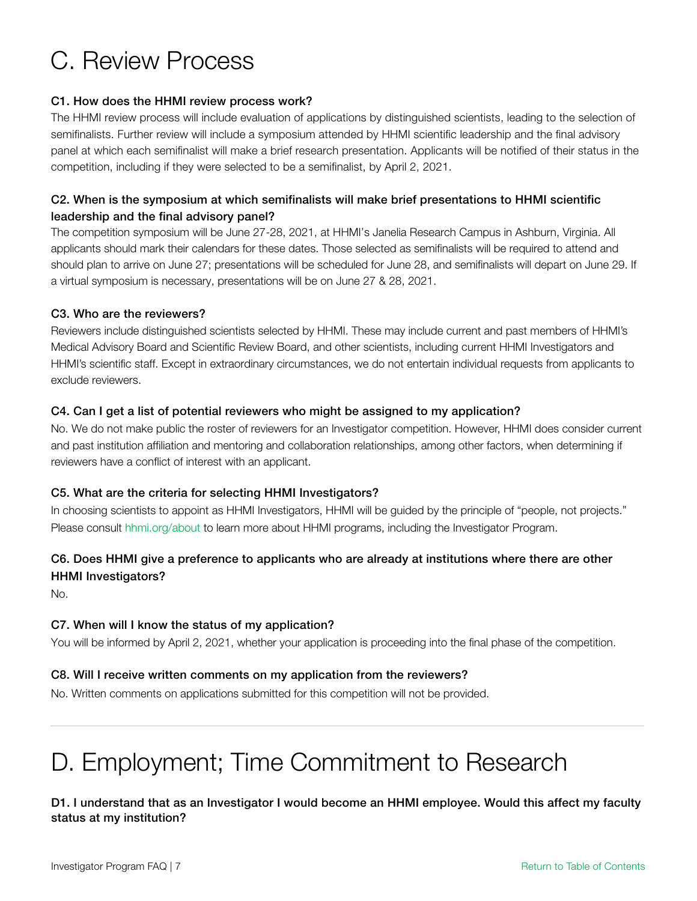# C. Review Process

### C1. How does the HHMI review process work?

The HHMI review process will include evaluation of applications by distinguished scientists, leading to the selection of semifinalists. Further review will include a symposium attended by HHMI scientific leadership and the final advisory panel at which each semifinalist will make a brief research presentation. Applicants will be notified of their status in the competition, including if they were selected to be a semifinalist, by April 2, 2021.

### C2. When is the symposium at which semifinalists will make brief presentations to HHMI scientific leadership and the final advisory panel?

The competition symposium will be June 27-28, 2021, at HHMI's Janelia Research Campus in Ashburn, Virginia. All applicants should mark their calendars for these dates. Those selected as semifinalists will be required to attend and should plan to arrive on June 27; presentations will be scheduled for June 28, and semifinalists will depart on June 29. If a virtual symposium is necessary, presentations will be on June 27 & 28, 2021.

### C3. Who are the reviewers?

Reviewers include distinguished scientists selected by HHMI. These may include current and past members of HHMI's Medical Advisory Board and Scientific Review Board, and other scientists, including current HHMI Investigators and HHMI's scientific staff. Except in extraordinary circumstances, we do not entertain individual requests from applicants to exclude reviewers.

### C4. Can I get a list of potential reviewers who might be assigned to my application?

No. We do not make public the roster of reviewers for an Investigator competition. However, HHMI does consider current and past institution affiliation and mentoring and collaboration relationships, among other factors, when determining if reviewers have a conflict of interest with an applicant.

### C5. What are the criteria for selecting HHMI Investigators?

In choosing scientists to appoint as HHMI Investigators, HHMI will be guided by the principle of "people, not projects." Please consult hhmi.org/about to learn more about HHMI programs, including the Investigator Program.

### C6. Does HHMI give a preference to applicants who are already at institutions where there are other HHMI Investigators?

No.

### C7. When will I know the status of my application?

You will be informed by April 2, 2021, whether your application is proceeding into the final phase of the competition.

### C8. Will I receive written comments on my application from the reviewers?

No. Written comments on applications submitted for this competition will not be provided.

---

# D. Employment; Time Commitment to Research

### D1. I understand that as an Investigator I would become an HHMI employee. Would this affect my faculty status at my institution?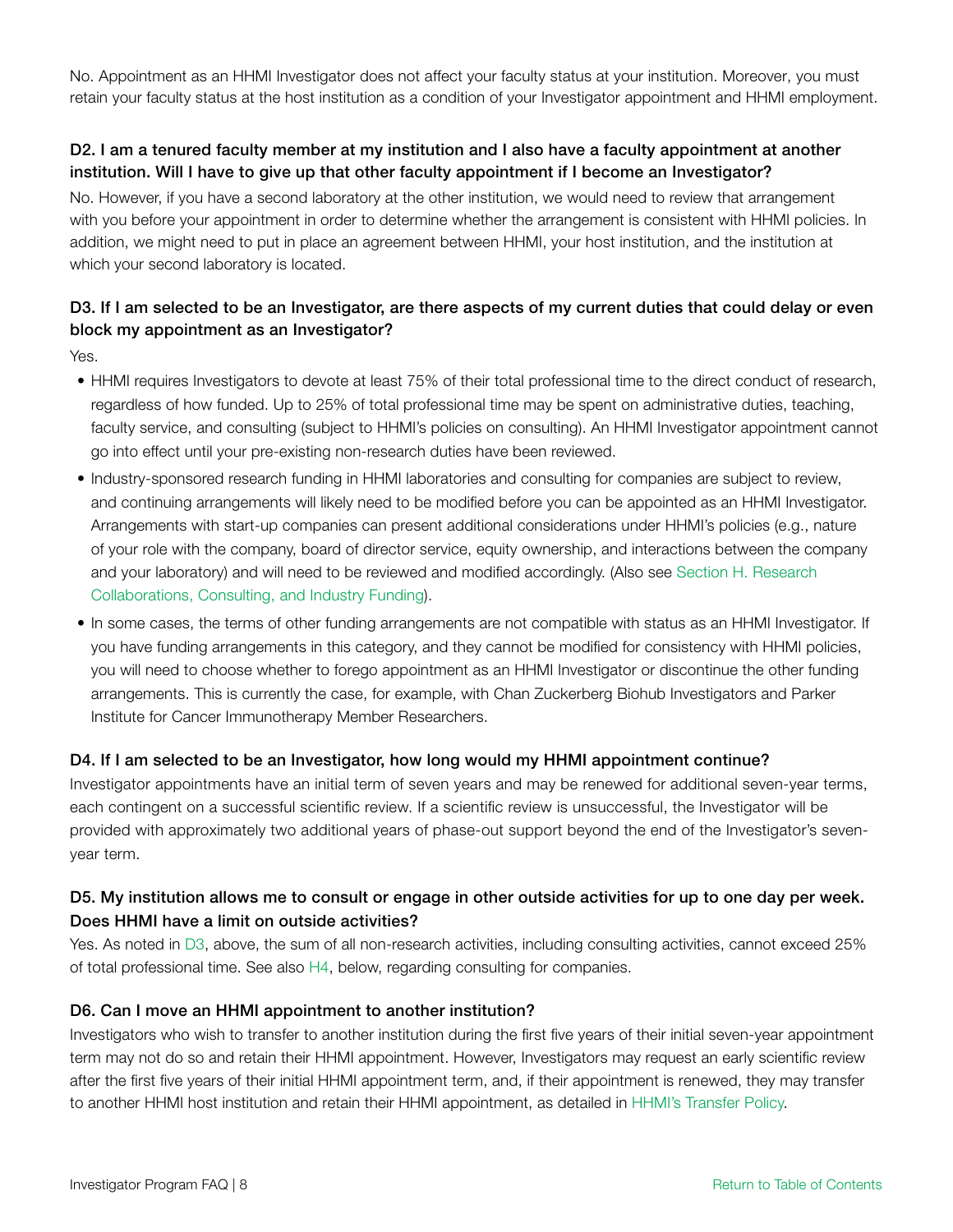No. Appointment as an HHMI Investigator does not affect your faculty status at your institution. Moreover, you must retain your faculty status at the host institution as a condition of your Investigator appointment and HHMI employment.

### D2. I am a tenured faculty member at my institution and I also have a faculty appointment at another institution. Will I have to give up that other faculty appointment if I become an Investigator?

No. However, if you have a second laboratory at the other institution, we would need to review that arrangement with you before your appointment in order to determine whether the arrangement is consistent with HHMI policies. In addition, we might need to put in place an agreement between HHMI, your host institution, and the institution at which your second laboratory is located.

### D3. If I am selected to be an Investigator, are there aspects of my current duties that could delay or even block my appointment as an Investigator?

Yes.

- HHMI requires Investigators to devote at least 75% of their total professional time to the direct conduct of research, regardless of how funded. Up to 25% of total professional time may be spent on administrative duties, teaching, faculty service, and consulting (subject to HHMI's policies on consulting). An HHMI Investigator appointment cannot go into effect until your pre-existing non-research duties have been reviewed.
- Industry-sponsored research funding in HHMI laboratories and consulting for companies are subject to review, and continuing arrangements will likely need to be modified before you can be appointed as an HHMI Investigator. Arrangements with start-up companies can present additional considerations under HHMI's policies (e.g., nature of your role with the company, board of director service, equity ownership, and interactions between the company and your laboratory) and will need to be reviewed and modified accordingly. (Also see Section H. Research Collaborations, Consulting, and Industry Funding).
- In some cases, the terms of other funding arrangements are not compatible with status as an HHMI Investigator. If you have funding arrangements in this category, and they cannot be modified for consistency with HHMI policies, you will need to choose whether to forego appointment as an HHMI Investigator or discontinue the other funding arrangements. This is currently the case, for example, with Chan Zuckerberg Biohub Investigators and Parker Institute for Cancer Immunotherapy Member Researchers.

### D4. If I am selected to be an Investigator, how long would my HHMI appointment continue?

Investigator appointments have an initial term of seven years and may be renewed for additional seven-year terms, each contingent on a successful scientific review. If a scientific review is unsuccessful, the Investigator will be provided with approximately two additional years of phase-out support beyond the end of the Investigator's seven-year term.

### D5. My institution allows me to consult or engage in other outside activities for up to one day per week. Does HHMI have a limit on outside activities?

Yes. As noted in D3, above, the sum of all non-research activities, including consulting activities, cannot exceed 25% of total professional time. See also H4, below, regarding consulting for companies.

### D6. Can I move an HHMI appointment to another institution?

Investigators who wish to transfer to another institution during the first five years of their initial seven-year appointment term may not do so and retain their HHMI appointment. However, Investigators may request an early scientific review after the first five years of their initial HHMI appointment term, and, if their appointment is renewed, they may transfer to another HHMI host institution and retain their HHMI appointment, as detailed in HHMI's Transfer Policy.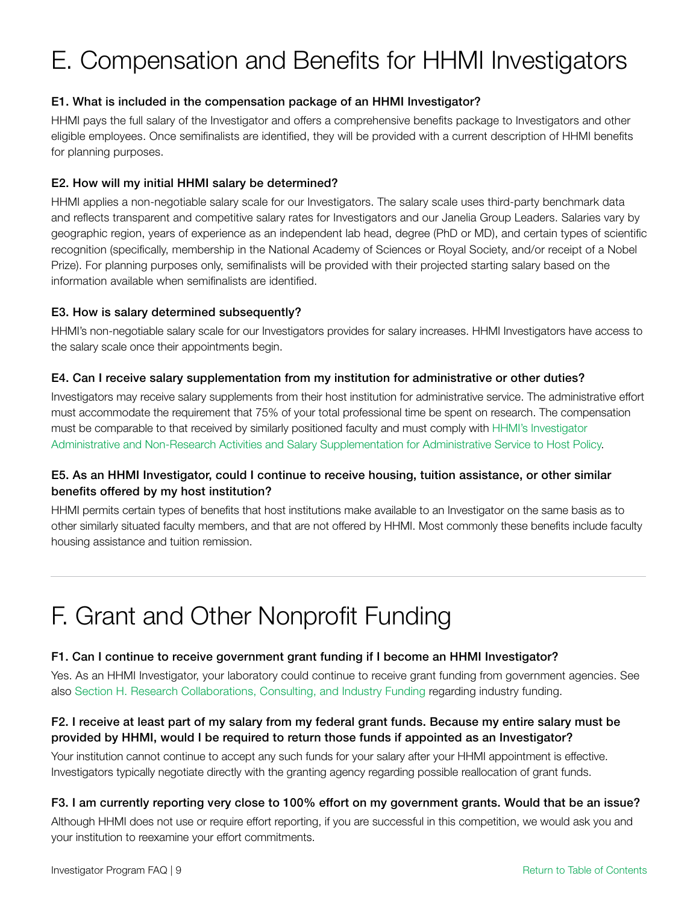# E. Compensation and Benefits for HHMI Investigators

### E1. What is included in the compensation package of an HHMI Investigator?

HHMI pays the full salary of the Investigator and offers a comprehensive benefits package to Investigators and other eligible employees. Once semifinalists are identified, they will be provided with a current description of HHMI benefits for planning purposes.

### E2. How will my initial HHMI salary be determined?

HHMI applies a non-negotiable salary scale for our Investigators. The salary scale uses third-party benchmark data and reflects transparent and competitive salary rates for Investigators and our Janelia Group Leaders. Salaries vary by geographic region, years of experience as an independent lab head, degree (PhD or MD), and certain types of scientific recognition (specifically, membership in the National Academy of Sciences or Royal Society, and/or receipt of a Nobel Prize). For planning purposes only, semifinalists will be provided with their projected starting salary based on the information available when semifinalists are identified.

### E3. How is salary determined subsequently?

HHMI's non-negotiable salary scale for our Investigators provides for salary increases. HHMI Investigators have access to the salary scale once their appointments begin.

### E4. Can I receive salary supplementation from my institution for administrative or other duties?

Investigators may receive salary supplements from their host institution for administrative service. The administrative effort must accommodate the requirement that 75% of your total professional time be spent on research. The compensation must be comparable to that received by similarly positioned faculty and must comply with HHMI's Investigator Administrative and Non-Research Activities and Salary Supplementation for Administrative Service to Host Policy.

### E5. As an HHMI Investigator, could I continue to receive housing, tuition assistance, or other similar benefits offered by my host institution?

HHMI permits certain types of benefits that host institutions make available to an Investigator on the same basis as to other similarly situated faculty members, and that are not offered by HHMI. Most commonly these benefits include faculty housing assistance and tuition remission.

---

# F. Grant and Other Nonprofit Funding

### F1. Can I continue to receive government grant funding if I become an HHMI Investigator?

Yes. As an HHMI Investigator, your laboratory could continue to receive grant funding from government agencies. See also Section H. Research Collaborations, Consulting, and Industry Funding regarding industry funding.

### F2. I receive at least part of my salary from my federal grant funds. Because my entire salary must be provided by HHMI, would I be required to return those funds if appointed as an Investigator?

Your institution cannot continue to accept any such funds for your salary after your HHMI appointment is effective. Investigators typically negotiate directly with the granting agency regarding possible reallocation of grant funds.

### F3. I am currently reporting very close to 100% effort on my government grants. Would that be an issue?

Although HHMI does not use or require effort reporting, if you are successful in this competition, we would ask you and your institution to reexamine your effort commitments.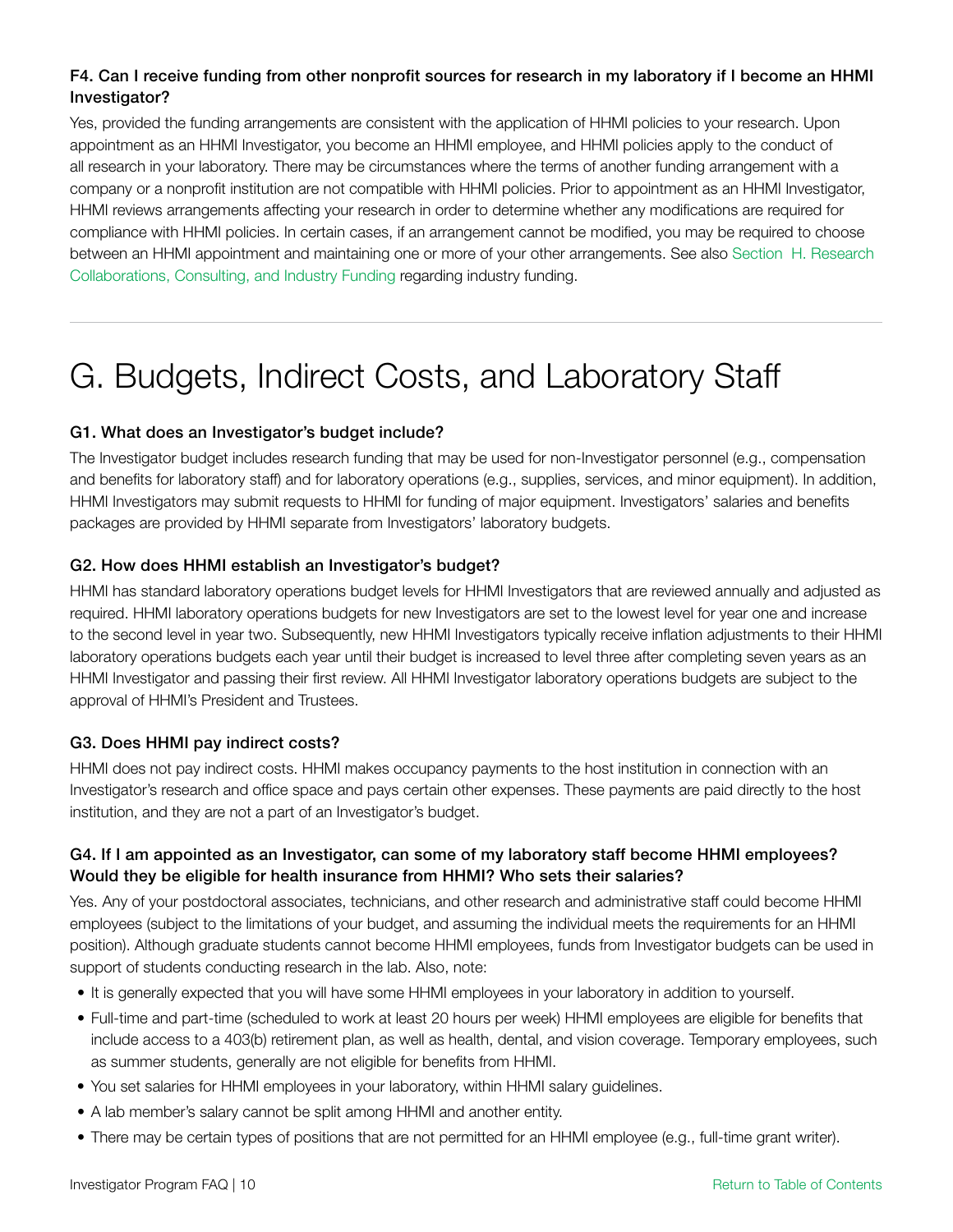### F4. Can I receive funding from other nonprofit sources for research in my laboratory if I become an HHMI Investigator?

Yes, provided the funding arrangements are consistent with the application of HHMI policies to your research. Upon appointment as an HHMI Investigator, you become an HHMI employee, and HHMI policies apply to the conduct of all research in your laboratory. There may be circumstances where the terms of another funding arrangement with a company or a nonprofit institution are not compatible with HHMI policies. Prior to appointment as an HHMI Investigator, HHMI reviews arrangements affecting your research in order to determine whether any modifications are required for compliance with HHMI policies. In certain cases, if an arrangement cannot be modified, you may be required to choose between an HHMI appointment and maintaining one or more of your other arrangements. See also Section H. Research Collaborations, Consulting, and Industry Funding regarding industry funding.

---

# G. Budgets, Indirect Costs, and Laboratory Staff

### G1. What does an Investigator's budget include?

The Investigator budget includes research funding that may be used for non-Investigator personnel (e.g., compensation and benefits for laboratory staff) and for laboratory operations (e.g., supplies, services, and minor equipment). In addition, HHMI Investigators may submit requests to HHMI for funding of major equipment. Investigators' salaries and benefits packages are provided by HHMI separate from Investigators' laboratory budgets.

### G2. How does HHMI establish an Investigator's budget?

HHMI has standard laboratory operations budget levels for HHMI Investigators that are reviewed annually and adjusted as required. HHMI laboratory operations budgets for new Investigators are set to the lowest level for year one and increase to the second level in year two. Subsequently, new HHMI Investigators typically receive inflation adjustments to their HHMI laboratory operations budgets each year until their budget is increased to level three after completing seven years as an HHMI Investigator and passing their first review. All HHMI Investigator laboratory operations budgets are subject to the approval of HHMI's President and Trustees.

### G3. Does HHMI pay indirect costs?

HHMI does not pay indirect costs. HHMI makes occupancy payments to the host institution in connection with an Investigator's research and office space and pays certain other expenses. These payments are paid directly to the host institution, and they are not a part of an Investigator's budget.

### G4. If I am appointed as an Investigator, can some of my laboratory staff become HHMI employees? Would they be eligible for health insurance from HHMI? Who sets their salaries?

Yes. Any of your postdoctoral associates, technicians, and other research and administrative staff could become HHMI employees (subject to the limitations of your budget, and assuming the individual meets the requirements for an HHMI position). Although graduate students cannot become HHMI employees, funds from Investigator budgets can be used in support of students conducting research in the lab. Also, note:

- It is generally expected that you will have some HHMI employees in your laboratory in addition to yourself.
- Full-time and part-time (scheduled to work at least 20 hours per week) HHMI employees are eligible for benefits that include access to a 403(b) retirement plan, as well as health, dental, and vision coverage. Temporary employees, such as summer students, generally are not eligible for benefits from HHMI.
- You set salaries for HHMI employees in your laboratory, within HHMI salary guidelines.
- A lab member's salary cannot be split among HHMI and another entity.
- There may be certain types of positions that are not permitted for an HHMI employee (e.g., full-time grant writer).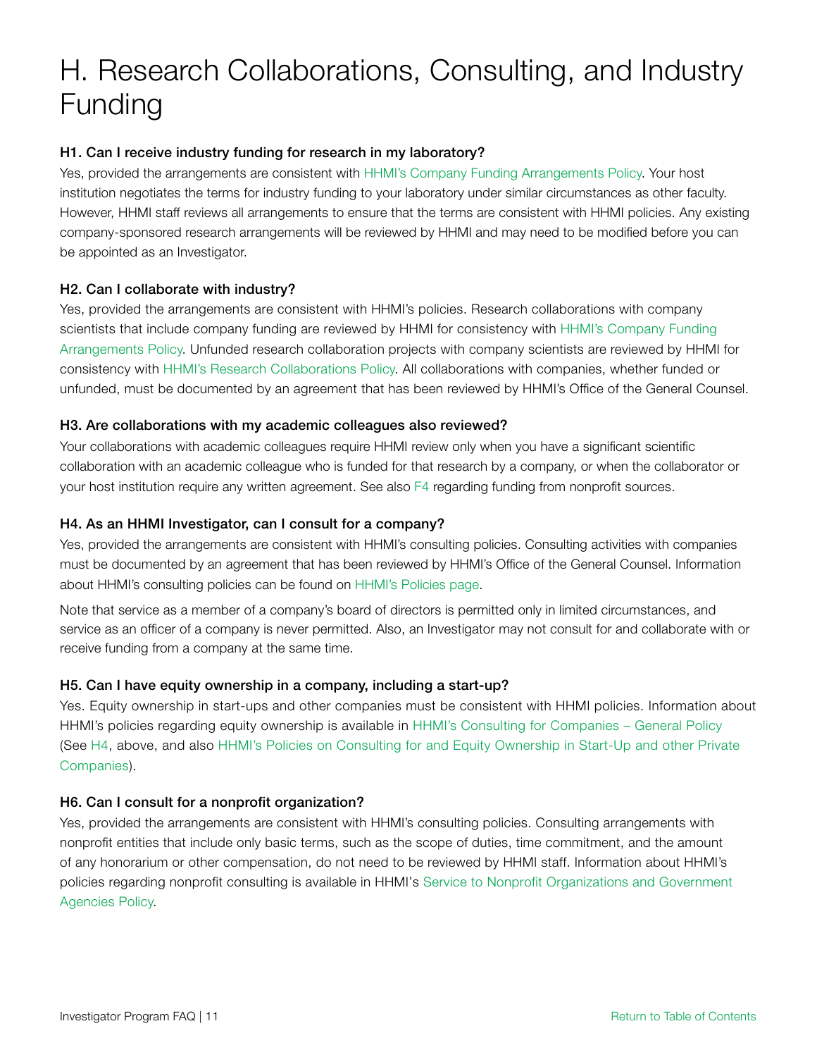# H. Research Collaborations, Consulting, and Industry Funding

### H1. Can I receive industry funding for research in my laboratory?

Yes, provided the arrangements are consistent with HHMI's Company Funding Arrangements Policy. Your host institution negotiates the terms for industry funding to your laboratory under similar circumstances as other faculty. However, HHMI staff reviews all arrangements to ensure that the terms are consistent with HHMI policies. Any existing company-sponsored research arrangements will be reviewed by HHMI and may need to be modified before you can be appointed as an Investigator.

### H2. Can I collaborate with industry?

Yes, provided the arrangements are consistent with HHMI's policies. Research collaborations with company scientists that include company funding are reviewed by HHMI for consistency with HHMI's Company Funding Arrangements Policy. Unfunded research collaboration projects with company scientists are reviewed by HHMI for consistency with HHMI's Research Collaborations Policy. All collaborations with companies, whether funded or unfunded, must be documented by an agreement that has been reviewed by HHMI's Office of the General Counsel.

### H3. Are collaborations with my academic colleagues also reviewed?

Your collaborations with academic colleagues require HHMI review only when you have a significant scientific collaboration with an academic colleague who is funded for that research by a company, or when the collaborator or your host institution require any written agreement. See also F4 regarding funding from nonprofit sources.

### H4. As an HHMI Investigator, can I consult for a company?

Yes, provided the arrangements are consistent with HHMI's consulting policies. Consulting activities with companies must be documented by an agreement that has been reviewed by HHMI's Office of the General Counsel. Information about HHMI's consulting policies can be found on HHMI's Policies page.

Note that service as a member of a company's board of directors is permitted only in limited circumstances, and service as an officer of a company is never permitted. Also, an Investigator may not consult for and collaborate with or receive funding from a company at the same time.

### H5. Can I have equity ownership in a company, including a start-up?

Yes. Equity ownership in start-ups and other companies must be consistent with HHMI policies. Information about HHMI's policies regarding equity ownership is available in HHMI's Consulting for Companies – General Policy (See H4, above, and also HHMI's Policies on Consulting for and Equity Ownership in Start-Up and other Private Companies).

### H6. Can I consult for a nonprofit organization?

Yes, provided the arrangements are consistent with HHMI's consulting policies. Consulting arrangements with nonprofit entities that include only basic terms, such as the scope of duties, time commitment, and the amount of any honorarium or other compensation, do not need to be reviewed by HHMI staff. Information about HHMI's policies regarding nonprofit consulting is available in HHMI's Service to Nonprofit Organizations and Government Agencies Policy.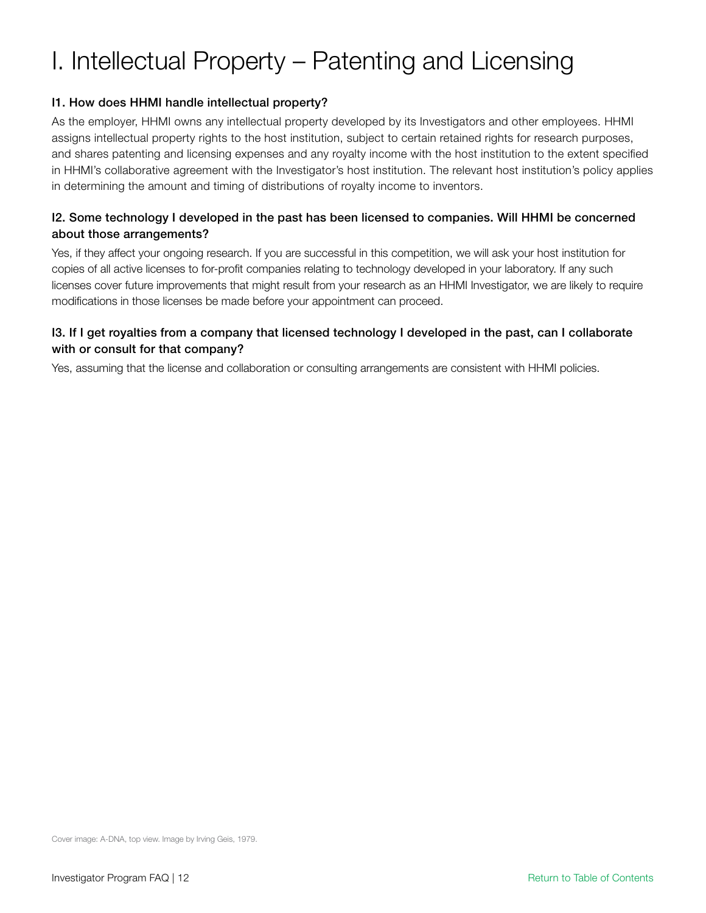# I. Intellectual Property – Patenting and Licensing

### I1. How does HHMI handle intellectual property?

As the employer, HHMI owns any intellectual property developed by its Investigators and other employees. HHMI assigns intellectual property rights to the host institution, subject to certain retained rights for research purposes, and shares patenting and licensing expenses and any royalty income with the host institution to the extent specified in HHMI's collaborative agreement with the Investigator's host institution. The relevant host institution's policy applies in determining the amount and timing of distributions of royalty income to inventors.

### I2. Some technology I developed in the past has been licensed to companies. Will HHMI be concerned about those arrangements?

Yes, if they affect your ongoing research. If you are successful in this competition, we will ask your host institution for copies of all active licenses to for-profit companies relating to technology developed in your laboratory. If any such licenses cover future improvements that might result from your research as an HHMI Investigator, we are likely to require modifications in those licenses be made before your appointment can proceed.

### I3. If I get royalties from a company that licensed technology I developed in the past, can I collaborate with or consult for that company?

Yes, assuming that the license and collaboration or consulting arrangements are consistent with HHMI policies.

Cover image: A-DNA, top view. Image by Irving Geis, 1979.